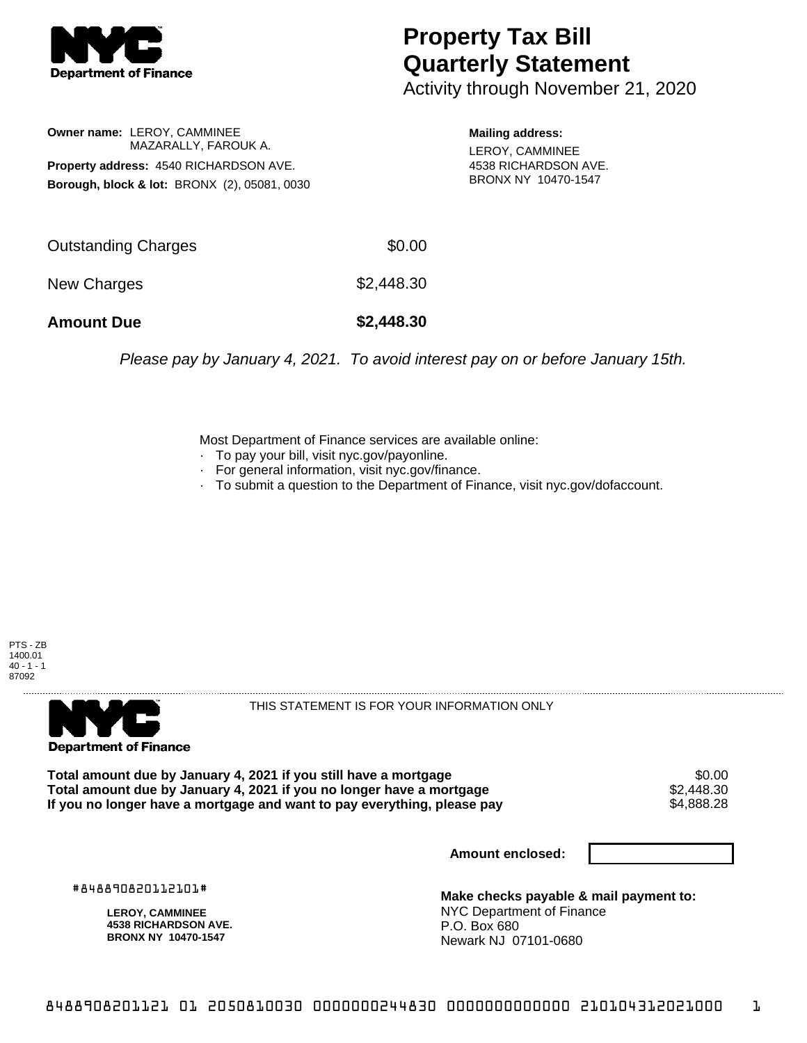# Property Tax Bill Quarterly Statement

Activity through November 21, 2020

**Owner name:** LEROY, CAMMINEE
MAZARALLY, FAROUK A.

**Property address:** 4540 RICHARDSON AVE.

**Borough, block & lot:** BRONX (2), 05081, 0030

**Mailing address:**
LEROY, CAMMINEE
4538 RICHARDSON AVE.
BRONX NY 10470-1547

| | |
|---|---|
| Outstanding Charges | $0.00 |
| New Charges | $2,448.30 |
| **Amount Due** | **$2,448.30** |

*Please pay by January 4, 2021. To avoid interest pay on or before January 15th.*

Most Department of Finance services are available online:
- To pay your bill, visit nyc.gov/payonline.
- For general information, visit nyc.gov/finance.
- To submit a question to the Department of Finance, visit nyc.gov/dofaccount.

PTS - ZB
1400.01
40 - 1 - 1
87092

THIS STATEMENT IS FOR YOUR INFORMATION ONLY

| | |
|---|---|
| **Total amount due by January 4, 2021 if you still have a mortgage** | $0.00 |
| **Total amount due by January 4, 2021 if you no longer have a mortgage** | $2,448.30 |
| **If you no longer have a mortgage and want to pay everything, please pay** | $4,888.28 |

**Amount enclosed:**

#848890820112101#

**LEROY, CAMMINEE**
**4538 RICHARDSON AVE.**
**BRONX NY 10470-1547**

**Make checks payable & mail payment to:**
NYC Department of Finance
P.O. Box 680
Newark NJ 07101-0680

8488908201121 01 2050810030 0000000244830 0000000000000 210104312021000 1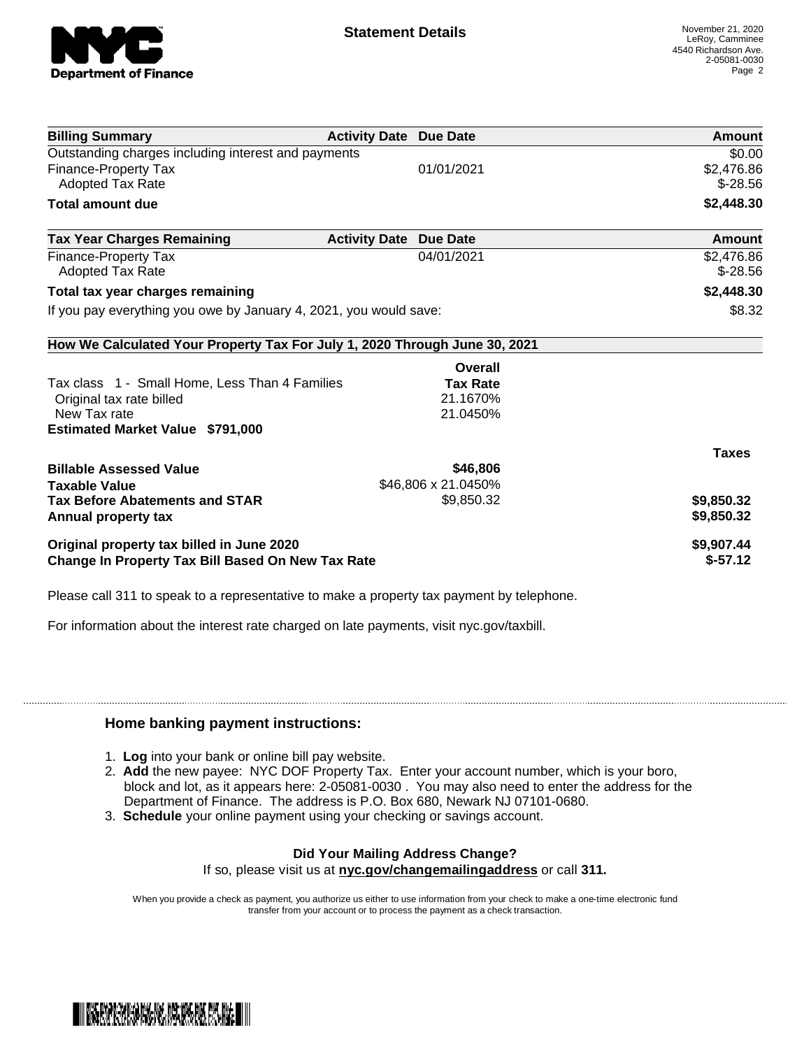## Statement Details

November 21, 2020
LeRoy, Camminee
4540 Richardson Ave.
2-05081-0030

| Billing Summary | Activity Date | Due Date | Amount |
|---|---|---|---|
| Outstanding charges including interest and payments | | | $0.00 |
| Finance-Property Tax | | 01/01/2021 | $2,476.86 |
| Adopted Tax Rate | | | $-28.56 |
| **Total amount due** | | | **$2,448.30** |

| Tax Year Charges Remaining | Activity Date | Due Date | Amount |
|---|---|---|---|
| Finance-Property Tax | | 04/01/2021 | $2,476.86 |
| Adopted Tax Rate | | | $-28.56 |
| **Total tax year charges remaining** | | | **$2,448.30** |
| If you pay everything you owe by January 4, 2021, you would save: | | | $8.32 |

### How We Calculated Your Property Tax For July 1, 2020 Through June 30, 2021

| | Overall Tax Rate | |
|---|---|---|
| Tax class 1 - Small Home, Less Than 4 Families | | |
| Original tax rate billed | 21.1670% | |
| New Tax rate | 21.0450% | |
| **Estimated Market Value $791,000** | | |

| | | Taxes |
|---|---|---|
| **Billable Assessed Value** | $46,806 | |
| **Taxable Value** | $46,806 x 21.0450% | |
| **Tax Before Abatements and STAR** | $9,850.32 | $9,850.32 |
| **Annual property tax** | | $9,850.32 |
| **Original property tax billed in June 2020** | | $9,907.44 |
| **Change In Property Tax Bill Based On New Tax Rate** | | $-57.12 |

Please call 311 to speak to a representative to make a property tax payment by telephone.

For information about the interest rate charged on late payments, visit nyc.gov/taxbill.

### Home banking payment instructions:

1. **Log** into your bank or online bill pay website.
2. **Add** the new payee: NYC DOF Property Tax. Enter your account number, which is your boro, block and lot, as it appears here: 2-05081-0030 . You may also need to enter the address for the Department of Finance. The address is P.O. Box 680, Newark NJ 07101-0680.
3. **Schedule** your online payment using your checking or savings account.

**Did Your Mailing Address Change?**

If so, please visit us at **nyc.gov/changemailingaddress** or call **311.**

When you provide a check as payment, you authorize us either to use information from your check to make a one-time electronic fund transfer from your account or to process the payment as a check transaction.